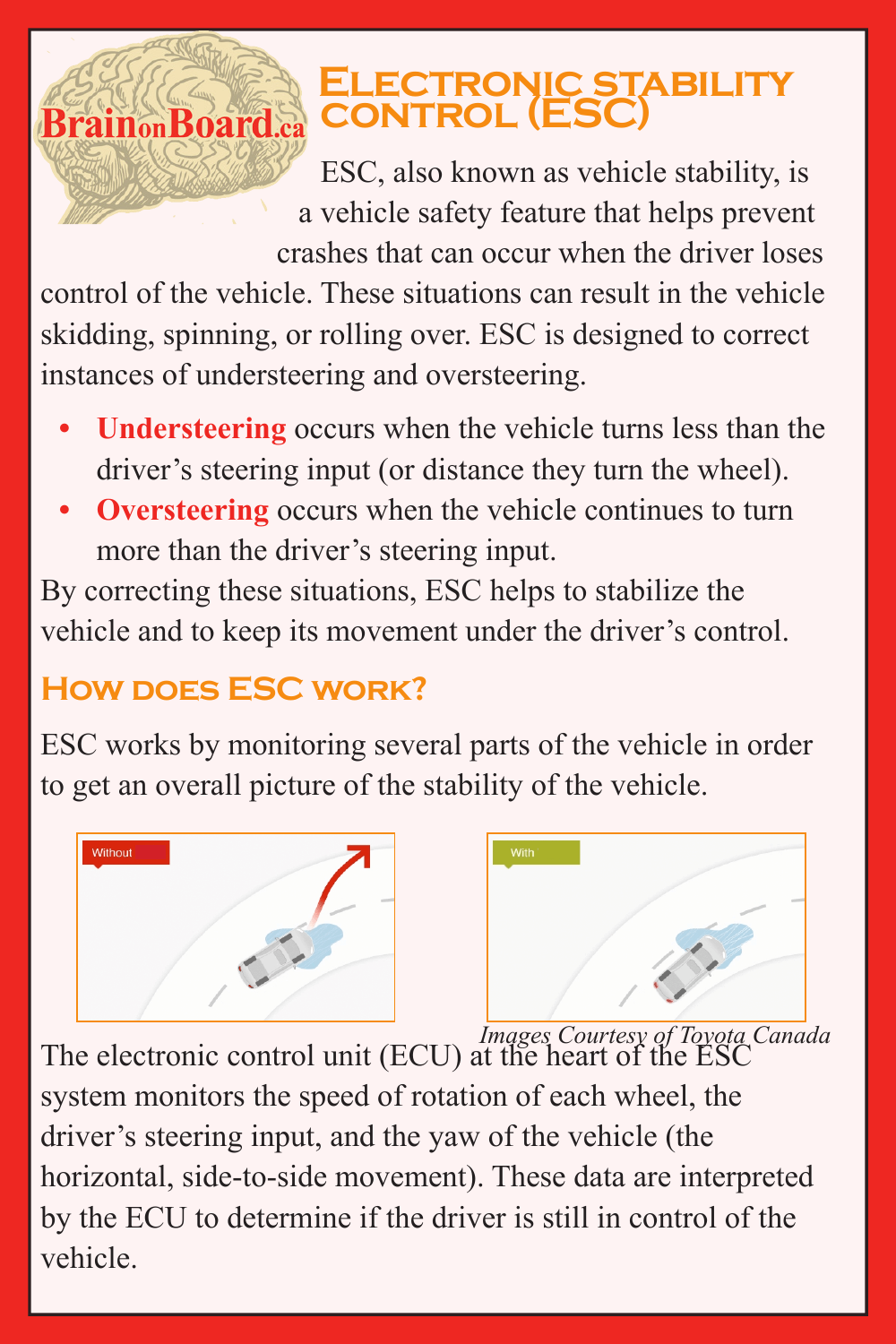# Electronic stability control (ESC)

BrainonBoard.ca

ESC, also known as vehicle stability, is a vehicle safety feature that helps prevent crashes that can occur when the driver loses control of the vehicle. These situations can result in the vehicle skidding, spinning, or rolling over. ESC is designed to correct instances of understeering and oversteering.

- **Understeering** occurs when the vehicle turns less than the driver's steering input (or distance they turn the wheel).
- **Oversteering** occurs when the vehicle continues to turn more than the driver's steering input.

By correcting these situations, ESC helps to stabilize the vehicle and to keep its movement under the driver's control.

## How does ESC work?

ESC works by monitoring several parts of the vehicle in order to get an overall picture of the stability of the vehicle.

Without

With

*Images Courtesy of Toyota Canada*

The electronic control unit (ECU) at the heart of the ESC system monitors the speed of rotation of each wheel, the driver's steering input, and the yaw of the vehicle (the horizontal, side-to-side movement). These data are interpreted by the ECU to determine if the driver is still in control of the vehicle.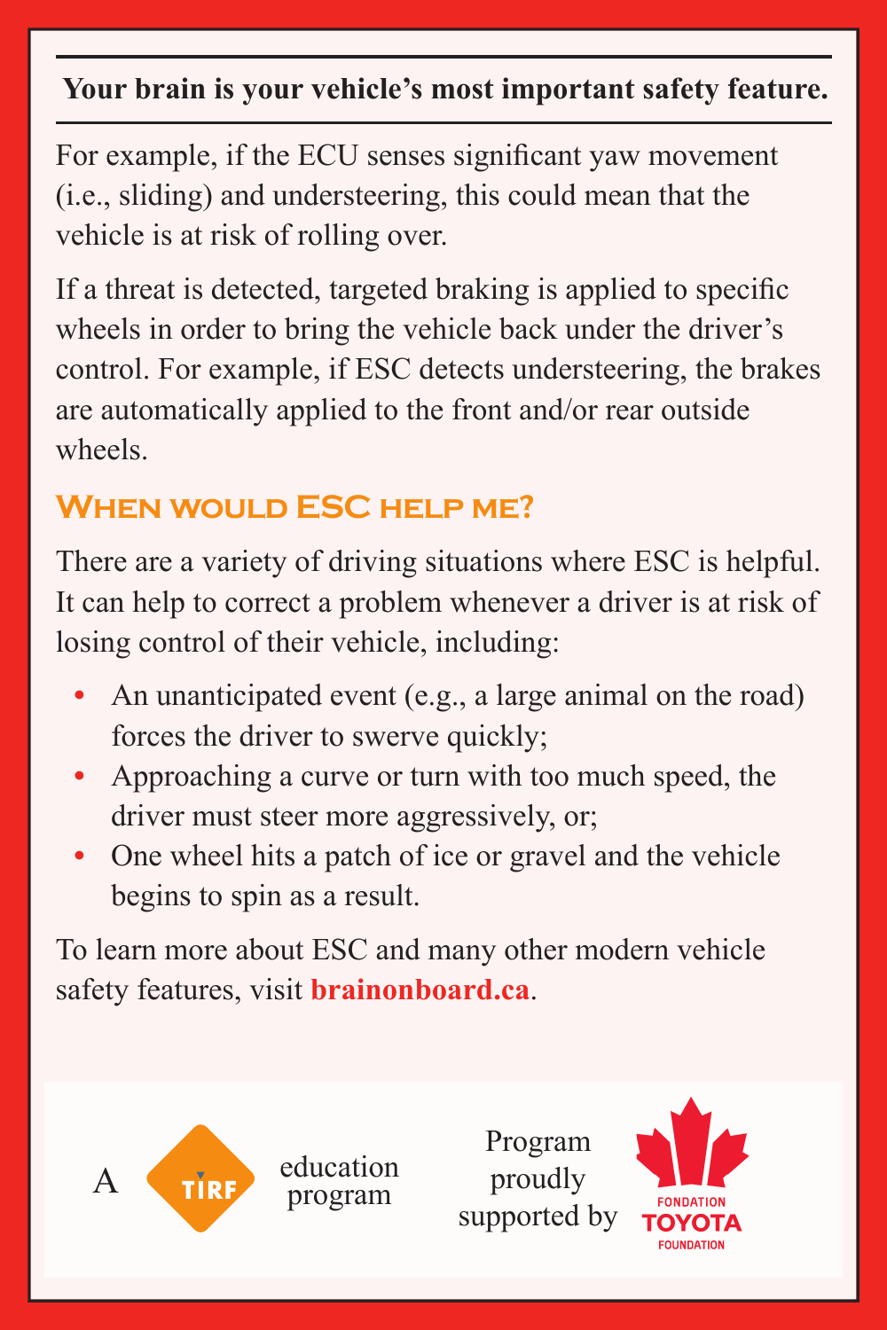**Your brain is your vehicle's most important safety feature.**

For example, if the ECU senses significant yaw movement (i.e., sliding) and understeering, this could mean that the vehicle is at risk of rolling over.

If a threat is detected, targeted braking is applied to specific wheels in order to bring the vehicle back under the driver's control. For example, if ESC detects understeering, the brakes are automatically applied to the front and/or rear outside wheels.

## When would ESC help me?

There are a variety of driving situations where ESC is helpful. It can help to correct a problem whenever a driver is at risk of losing control of their vehicle, including:

- An unanticipated event (e.g., a large animal on the road) forces the driver to swerve quickly;
- Approaching a curve or turn with too much speed, the driver must steer more aggressively, or;
- One wheel hits a patch of ice or gravel and the vehicle begins to spin as a result.

To learn more about ESC and many other modern vehicle safety features, visit **brainonboard.ca**.

A TIRF education program

Program proudly supported by Fondation Toyota Foundation